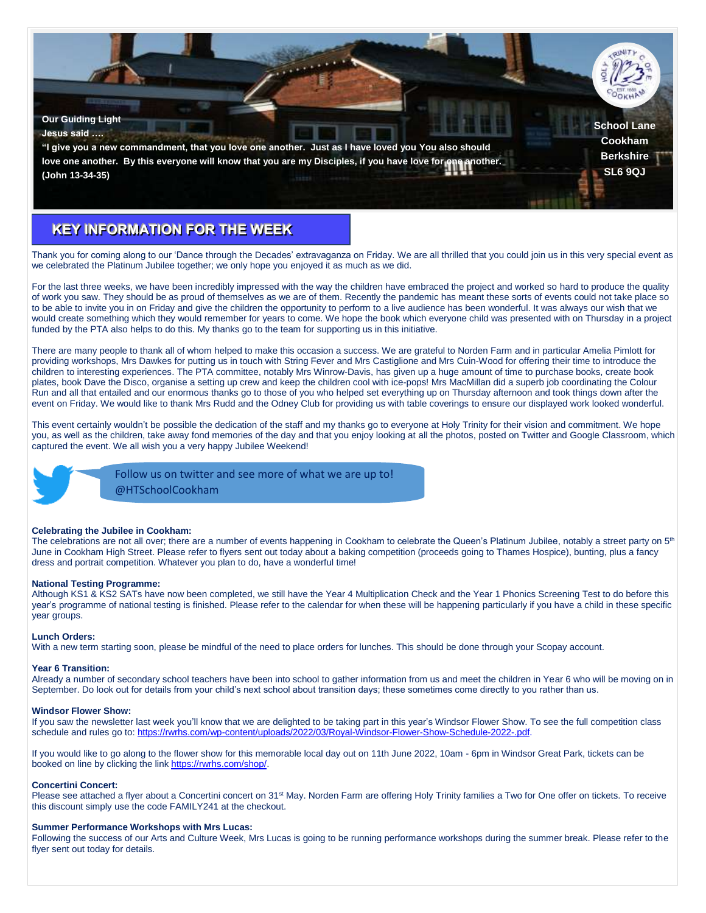**Our Guiding Light**

**Jesus said ….**

**"I give you a new commandment, that you love one another. Just as I have loved you You also should love one another. By this everyone will know that you are my Disciples, if you have love for one another. (John 13-34-35)**

**School Lane**
**Cookham**
**Berkshire**
**SL6 9QJ**

## KEY INFORMATION FOR THE WEEK

Thank you for coming along to our 'Dance through the Decades' extravaganza on Friday. We are all thrilled that you could join us in this very special event as we celebrated the Platinum Jubilee together; we only hope you enjoyed it as much as we did.

For the last three weeks, we have been incredibly impressed with the way the children have embraced the project and worked so hard to produce the quality of work you saw. They should be as proud of themselves as we are of them. Recently the pandemic has meant these sorts of events could not take place so to be able to invite you in on Friday and give the children the opportunity to perform to a live audience has been wonderful. It was always our wish that we would create something which they would remember for years to come. We hope the book which everyone child was presented with on Thursday in a project funded by the PTA also helps to do this. My thanks go to the team for supporting us in this initiative.

There are many people to thank all of whom helped to make this occasion a success. We are grateful to Norden Farm and in particular Amelia Pimlott for providing workshops, Mrs Dawkes for putting us in touch with String Fever and Mrs Castiglione and Mrs Cuin-Wood for offering their time to introduce the children to interesting experiences. The PTA committee, notably Mrs Winrow-Davis, has given up a huge amount of time to purchase books, create book plates, book Dave the Disco, organise a setting up crew and keep the children cool with ice-pops! Mrs MacMillan did a superb job coordinating the Colour Run and all that entailed and our enormous thanks go to those of you who helped set everything up on Thursday afternoon and took things down after the event on Friday. We would like to thank Mrs Rudd and the Odney Club for providing us with table coverings to ensure our displayed work looked wonderful.

This event certainly wouldn't be possible the dedication of the staff and my thanks go to everyone at Holy Trinity for their vision and commitment. We hope you, as well as the children, take away fond memories of the day and that you enjoy looking at all the photos, posted on Twitter and Google Classroom, which captured the event. We all wish you a very happy Jubilee Weekend!

Follow us on twitter and see more of what we are up to!
@HTSchoolCookham

**Celebrating the Jubilee in Cookham:**
The celebrations are not all over; there are a number of events happening in Cookham to celebrate the Queen's Platinum Jubilee, notably a street party on 5th June in Cookham High Street. Please refer to flyers sent out today about a baking competition (proceeds going to Thames Hospice), bunting, plus a fancy dress and portrait competition. Whatever you plan to do, have a wonderful time!

**National Testing Programme:**
Although KS1 & KS2 SATs have now been completed, we still have the Year 4 Multiplication Check and the Year 1 Phonics Screening Test to do before this year's programme of national testing is finished. Please refer to the calendar for when these will be happening particularly if you have a child in these specific year groups.

**Lunch Orders:**
With a new term starting soon, please be mindful of the need to place orders for lunches. This should be done through your Scopay account.

**Year 6 Transition:**
Already a number of secondary school teachers have been into school to gather information from us and meet the children in Year 6 who will be moving on in September. Do look out for details from your child's next school about transition days; these sometimes come directly to you rather than us.

**Windsor Flower Show:**
If you saw the newsletter last week you'll know that we are delighted to be taking part in this year's Windsor Flower Show. To see the full competition class schedule and rules go to: https://rwrhs.com/wp-content/uploads/2022/03/Royal-Windsor-Flower-Show-Schedule-2022-.pdf.

If you would like to go along to the flower show for this memorable local day out on 11th June 2022, 10am - 6pm in Windsor Great Park, tickets can be booked on line by clicking the link https://rwrhs.com/shop/.

**Concertini Concert:**
Please see attached a flyer about a Concertini concert on 31st May. Norden Farm are offering Holy Trinity families a Two for One offer on tickets. To receive this discount simply use the code FAMILY241 at the checkout.

**Summer Performance Workshops with Mrs Lucas:**
Following the success of our Arts and Culture Week, Mrs Lucas is going to be running performance workshops during the summer break. Please refer to the flyer sent out today for details.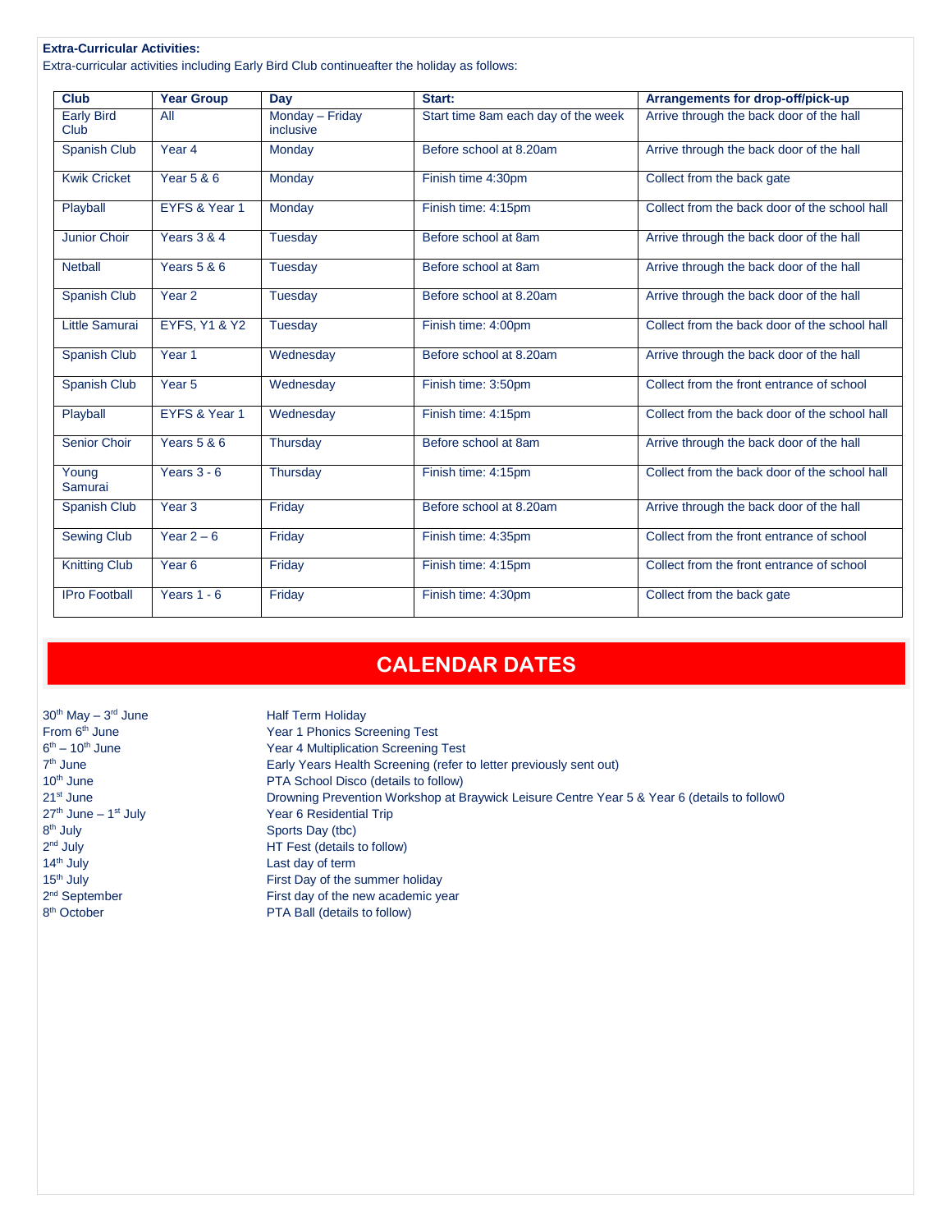**Extra-Curricular Activities:**
Extra-curricular activities including Early Bird Club continueafter the holiday as follows:

| Club | Year Group | Day | Start: | Arrangements for drop-off/pick-up |
|---|---|---|---|---|
| Early Bird Club | All | Monday – Friday inclusive | Start time 8am each day of the week | Arrive through the back door of the hall |
| Spanish Club | Year 4 | Monday | Before school at 8.20am | Arrive through the back door of the hall |
| Kwik Cricket | Year 5 & 6 | Monday | Finish time 4:30pm | Collect from the back gate |
| Playball | EYFS & Year 1 | Monday | Finish time: 4:15pm | Collect from the back door of the school hall |
| Junior Choir | Years 3 & 4 | Tuesday | Before school at 8am | Arrive through the back door of the hall |
| Netball | Years 5 & 6 | Tuesday | Before school at 8am | Arrive through the back door of the hall |
| Spanish Club | Year 2 | Tuesday | Before school at 8.20am | Arrive through the back door of the hall |
| Little Samurai | EYFS, Y1 & Y2 | Tuesday | Finish time: 4:00pm | Collect from the back door of the school hall |
| Spanish Club | Year 1 | Wednesday | Before school at 8.20am | Arrive through the back door of the hall |
| Spanish Club | Year 5 | Wednesday | Finish time: 3:50pm | Collect from the front entrance of school |
| Playball | EYFS & Year 1 | Wednesday | Finish time: 4:15pm | Collect from the back door of the school hall |
| Senior Choir | Years 5 & 6 | Thursday | Before school at 8am | Arrive through the back door of the hall |
| Young Samurai | Years 3 - 6 | Thursday | Finish time: 4:15pm | Collect from the back door of the school hall |
| Spanish Club | Year 3 | Friday | Before school at 8.20am | Arrive through the back door of the hall |
| Sewing Club | Year 2 – 6 | Friday | Finish time: 4:35pm | Collect from the front entrance of school |
| Knitting Club | Year 6 | Friday | Finish time: 4:15pm | Collect from the front entrance of school |
| IPro Football | Years 1 - 6 | Friday | Finish time: 4:30pm | Collect from the back gate |

## CALENDAR DATES

| | |
|---|---|
| 30th May – 3rd June | Half Term Holiday |
| From 6th June | Year 1 Phonics Screening Test |
| 6th – 10th June | Year 4 Multiplication Screening Test |
| 7th June | Early Years Health Screening (refer to letter previously sent out) |
| 10th June | PTA School Disco (details to follow) |
| 21st June | Drowning Prevention Workshop at Braywick Leisure Centre Year 5 & Year 6 (details to follow0 |
| 27th June – 1st July | Year 6 Residential Trip |
| 8th July | Sports Day (tbc) |
| 2nd July | HT Fest (details to follow) |
| 14th July | Last day of term |
| 15th July | First Day of the summer holiday |
| 2nd September | First day of the new academic year |
| 8th October | PTA Ball (details to follow) |